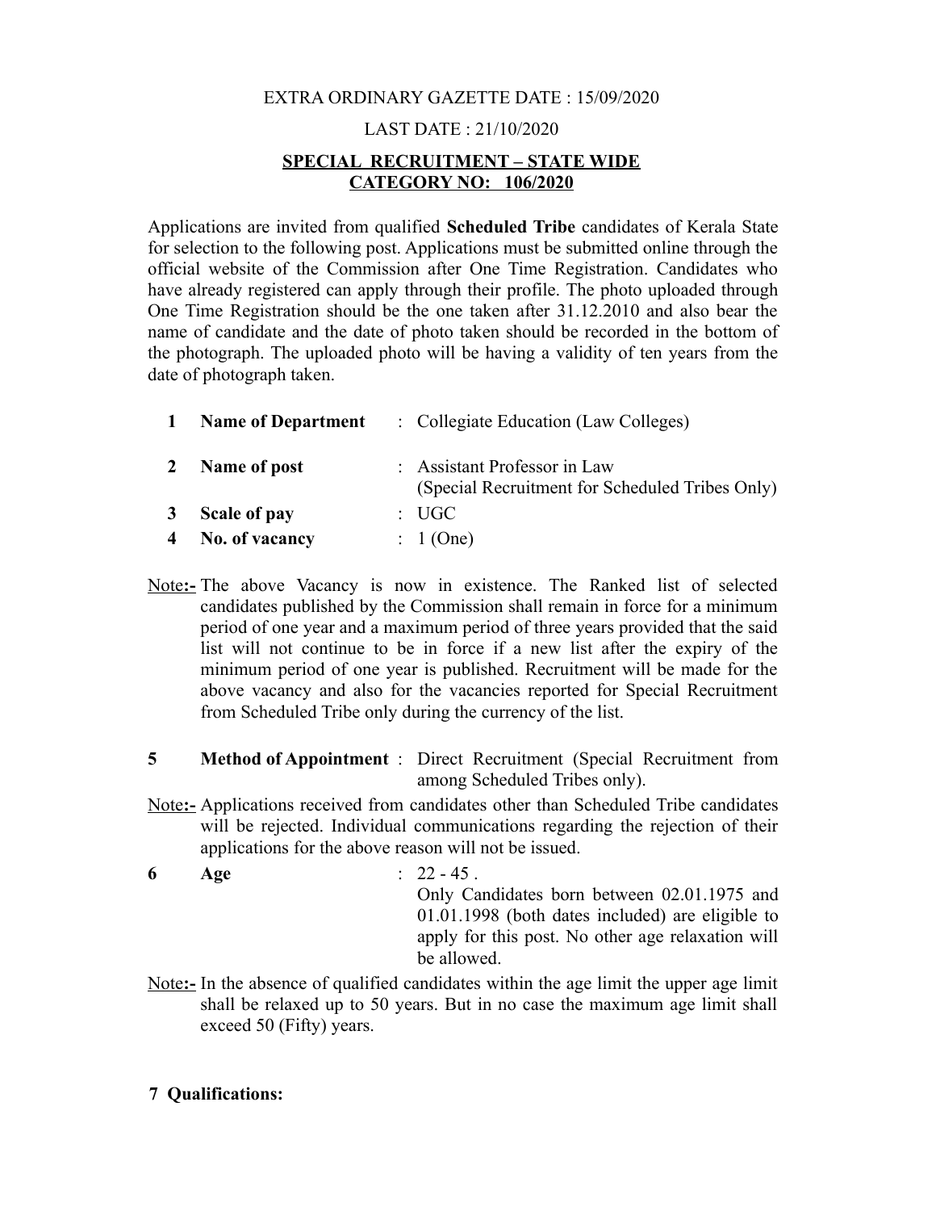EXTRA ORDINARY GAZETTE DATE : 15/09/2020

LAST DATE : 21/10/2020

**SPECIAL RECRUITMENT – STATE WIDE**
**CATEGORY NO: 106/2020**

Applications are invited from qualified **Scheduled Tribe** candidates of Kerala State for selection to the following post. Applications must be submitted online through the official website of the Commission after One Time Registration. Candidates who have already registered can apply through their profile. The photo uploaded through One Time Registration should be the one taken after 31.12.2010 and also bear the name of candidate and the date of photo taken should be recorded in the bottom of the photograph. The uploaded photo will be having a validity of ten years from the date of photograph taken.

1 **Name of Department** : Collegiate Education (Law Colleges)

2 **Name of post** : Assistant Professor in Law (Special Recruitment for Scheduled Tribes Only)

3 **Scale of pay** : UGC

4 **No. of vacancy** : 1 (One)

Note:- The above Vacancy is now in existence. The Ranked list of selected candidates published by the Commission shall remain in force for a minimum period of one year and a maximum period of three years provided that the said list will not continue to be in force if a new list after the expiry of the minimum period of one year is published. Recruitment will be made for the above vacancy and also for the vacancies reported for Special Recruitment from Scheduled Tribe only during the currency of the list.

5 **Method of Appointment** : Direct Recruitment (Special Recruitment from among Scheduled Tribes only).

Note:- Applications received from candidates other than Scheduled Tribe candidates will be rejected. Individual communications regarding the rejection of their applications for the above reason will not be issued.

6 **Age** : 22 - 45 .
Only Candidates born between 02.01.1975 and 01.01.1998 (both dates included) are eligible to apply for this post. No other age relaxation will be allowed.

Note:- In the absence of qualified candidates within the age limit the upper age limit shall be relaxed up to 50 years. But in no case the maximum age limit shall exceed 50 (Fifty) years.

**7 Qualifications:**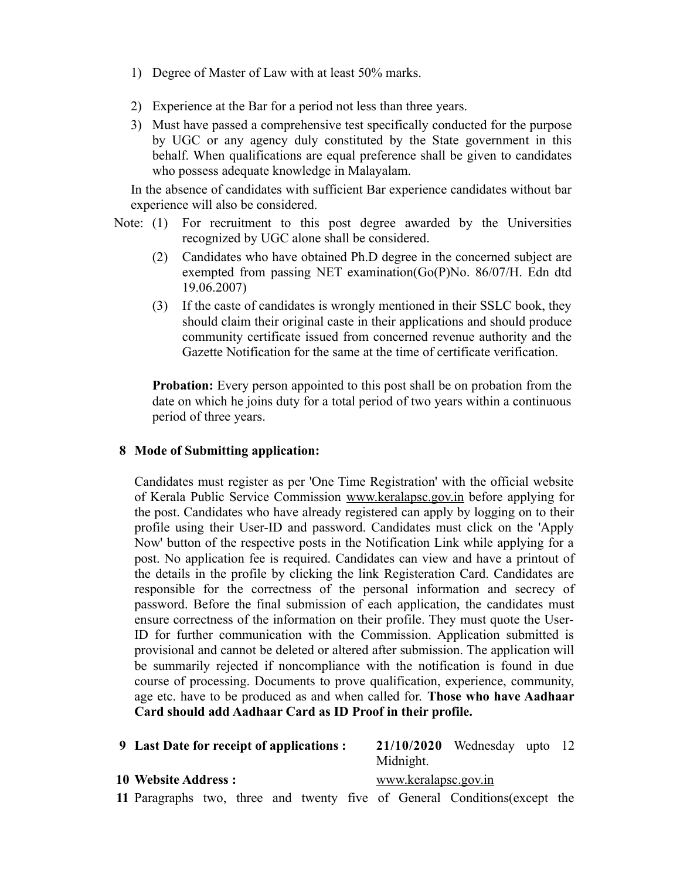1) Degree of Master of Law with at least 50% marks.

2) Experience at the Bar for a period not less than three years.

3) Must have passed a comprehensive test specifically conducted for the purpose by UGC or any agency duly constituted by the State government in this behalf. When qualifications are equal preference shall be given to candidates who possess adequate knowledge in Malayalam.

In the absence of candidates with sufficient Bar experience candidates without bar experience will also be considered.

Note: (1) For recruitment to this post degree awarded by the Universities recognized by UGC alone shall be considered.

(2) Candidates who have obtained Ph.D degree in the concerned subject are exempted from passing NET examination(Go(P)No. 86/07/H. Edn dtd 19.06.2007)

(3) If the caste of candidates is wrongly mentioned in their SSLC book, they should claim their original caste in their applications and should produce community certificate issued from concerned revenue authority and the Gazette Notification for the same at the time of certificate verification.

**Probation:** Every person appointed to this post shall be on probation from the date on which he joins duty for a total period of two years within a continuous period of three years.

**8 Mode of Submitting application:**

Candidates must register as per 'One Time Registration' with the official website of Kerala Public Service Commission www.keralapsc.gov.in before applying for the post. Candidates who have already registered can apply by logging on to their profile using their User-ID and password. Candidates must click on the 'Apply Now' button of the respective posts in the Notification Link while applying for a post. No application fee is required. Candidates can view and have a printout of the details in the profile by clicking the link Registeration Card. Candidates are responsible for the correctness of the personal information and secrecy of password. Before the final submission of each application, the candidates must ensure correctness of the information on their profile. They must quote the User-ID for further communication with the Commission. Application submitted is provisional and cannot be deleted or altered after submission. The application will be summarily rejected if noncompliance with the notification is found in due course of processing. Documents to prove qualification, experience, community, age etc. have to be produced as and when called for. **Those who have Aadhaar Card should add Aadhaar Card as ID Proof in their profile.**

**9 Last Date for receipt of applications :** **21/10/2020** Wednesday upto 12 Midnight.

**10 Website Address :** www.keralapsc.gov.in

**11** Paragraphs two, three and twenty five of General Conditions(except the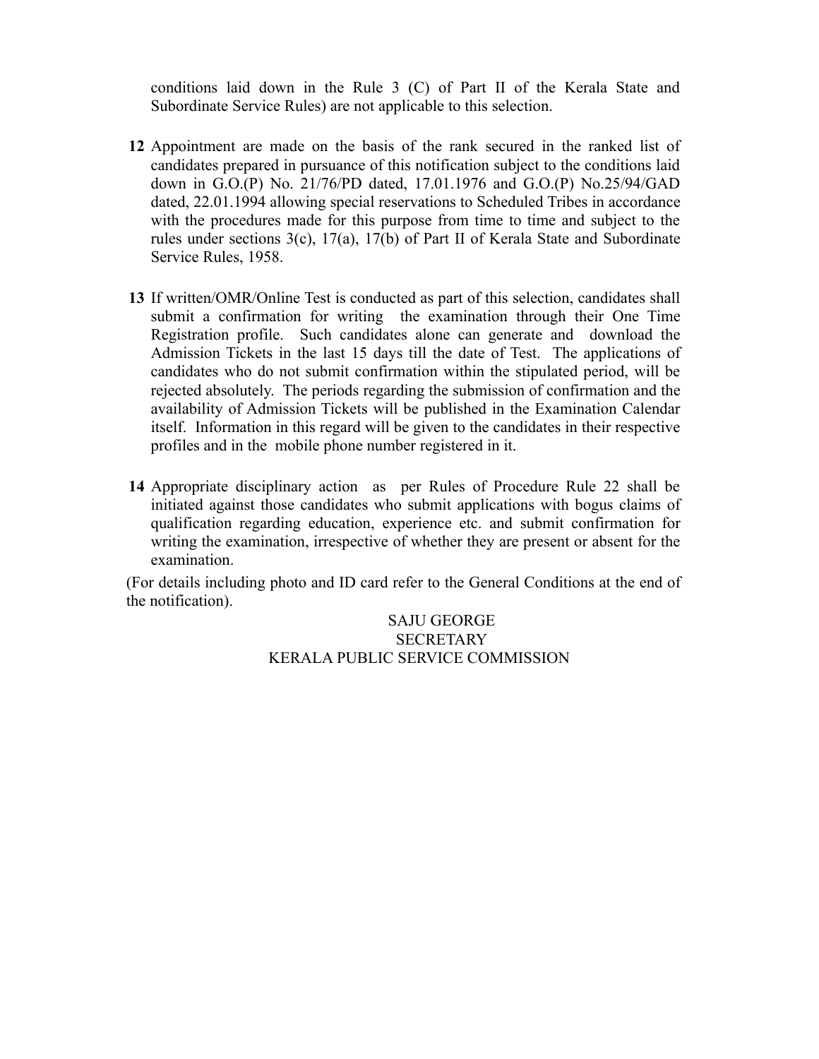conditions laid down in the Rule 3 (C) of Part II of the Kerala State and Subordinate Service Rules) are not applicable to this selection.

**12** Appointment are made on the basis of the rank secured in the ranked list of candidates prepared in pursuance of this notification subject to the conditions laid down in G.O.(P) No. 21/76/PD dated, 17.01.1976 and G.O.(P) No.25/94/GAD dated, 22.01.1994 allowing special reservations to Scheduled Tribes in accordance with the procedures made for this purpose from time to time and subject to the rules under sections 3(c), 17(a), 17(b) of Part II of Kerala State and Subordinate Service Rules, 1958.

**13** If written/OMR/Online Test is conducted as part of this selection, candidates shall submit a confirmation for writing the examination through their One Time Registration profile. Such candidates alone can generate and download the Admission Tickets in the last 15 days till the date of Test. The applications of candidates who do not submit confirmation within the stipulated period, will be rejected absolutely. The periods regarding the submission of confirmation and the availability of Admission Tickets will be published in the Examination Calendar itself. Information in this regard will be given to the candidates in their respective profiles and in the mobile phone number registered in it.

**14** Appropriate disciplinary action as per Rules of Procedure Rule 22 shall be initiated against those candidates who submit applications with bogus claims of qualification regarding education, experience etc. and submit confirmation for writing the examination, irrespective of whether they are present or absent for the examination.

(For details including photo and ID card refer to the General Conditions at the end of the notification).

SAJU GEORGE
SECRETARY
KERALA PUBLIC SERVICE COMMISSION